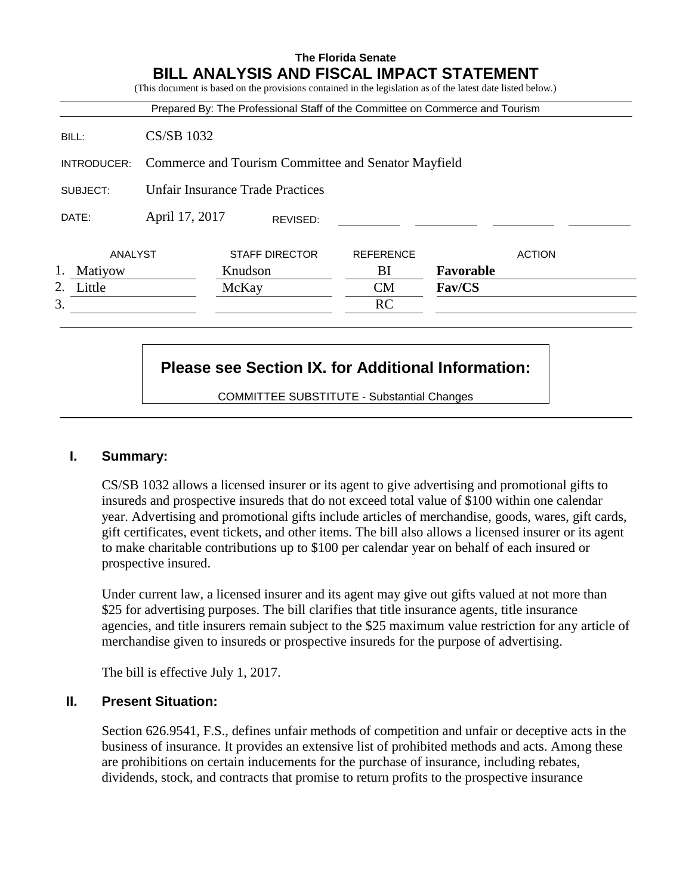**The Florida Senate**

# BILL ANALYSIS AND FISCAL IMPACT STATEMENT

(This document is based on the provisions contained in the legislation as of the latest date listed below.)

Prepared By: The Professional Staff of the Committee on Commerce and Tourism

| | |
|---|---|
| BILL: | CS/SB 1032 |
| INTRODUCER: | Commerce and Tourism Committee and Senator Mayfield |
| SUBJECT: | Unfair Insurance Trade Practices |
| DATE: | April 17, 2017 REVISED: |

| | ANALYST | STAFF DIRECTOR | REFERENCE | ACTION |
|---|---|---|---|---|
| 1. | Matiyow | Knudson | BI | **Favorable** |
| 2. | Little | McKay | CM | **Fav/CS** |
| 3. | | | RC | |

**Please see Section IX. for Additional Information:**

COMMITTEE SUBSTITUTE - Substantial Changes

## I. Summary:

CS/SB 1032 allows a licensed insurer or its agent to give advertising and promotional gifts to insureds and prospective insureds that do not exceed total value of $100 within one calendar year. Advertising and promotional gifts include articles of merchandise, goods, wares, gift cards, gift certificates, event tickets, and other items. The bill also allows a licensed insurer or its agent to make charitable contributions up to $100 per calendar year on behalf of each insured or prospective insured.

Under current law, a licensed insurer and its agent may give out gifts valued at not more than $25 for advertising purposes. The bill clarifies that title insurance agents, title insurance agencies, and title insurers remain subject to the $25 maximum value restriction for any article of merchandise given to insureds or prospective insureds for the purpose of advertising.

The bill is effective July 1, 2017.

## II. Present Situation:

Section 626.9541, F.S., defines unfair methods of competition and unfair or deceptive acts in the business of insurance. It provides an extensive list of prohibited methods and acts. Among these are prohibitions on certain inducements for the purchase of insurance, including rebates, dividends, stock, and contracts that promise to return profits to the prospective insurance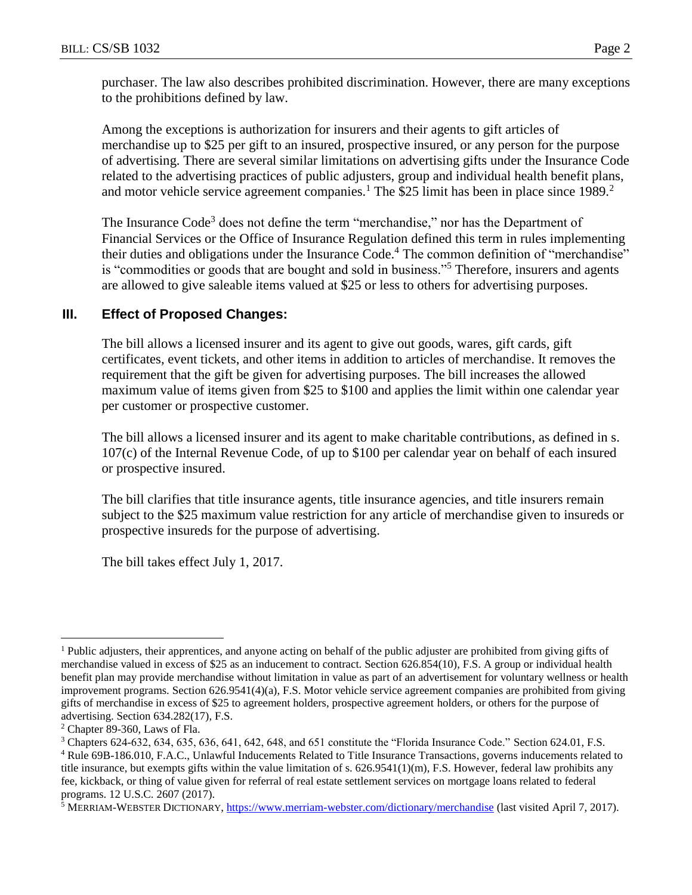purchaser. The law also describes prohibited discrimination. However, there are many exceptions to the prohibitions defined by law.

Among the exceptions is authorization for insurers and their agents to gift articles of merchandise up to $25 per gift to an insured, prospective insured, or any person for the purpose of advertising. There are several similar limitations on advertising gifts under the Insurance Code related to the advertising practices of public adjusters, group and individual health benefit plans, and motor vehicle service agreement companies.[1] The $25 limit has been in place since 1989.[2]

The Insurance Code[3] does not define the term "merchandise," nor has the Department of Financial Services or the Office of Insurance Regulation defined this term in rules implementing their duties and obligations under the Insurance Code.[4] The common definition of "merchandise" is "commodities or goods that are bought and sold in business."[5] Therefore, insurers and agents are allowed to give saleable items valued at $25 or less to others for advertising purposes.

## III. Effect of Proposed Changes:

The bill allows a licensed insurer and its agent to give out goods, wares, gift cards, gift certificates, event tickets, and other items in addition to articles of merchandise. It removes the requirement that the gift be given for advertising purposes. The bill increases the allowed maximum value of items given from $25 to $100 and applies the limit within one calendar year per customer or prospective customer.

The bill allows a licensed insurer and its agent to make charitable contributions, as defined in s. 107(c) of the Internal Revenue Code, of up to $100 per calendar year on behalf of each insured or prospective insured.

The bill clarifies that title insurance agents, title insurance agencies, and title insurers remain subject to the $25 maximum value restriction for any article of merchandise given to insureds or prospective insureds for the purpose of advertising.

The bill takes effect July 1, 2017.

---

[1] Public adjusters, their apprentices, and anyone acting on behalf of the public adjuster are prohibited from giving gifts of merchandise valued in excess of $25 as an inducement to contract. Section 626.854(10), F.S. A group or individual health benefit plan may provide merchandise without limitation in value as part of an advertisement for voluntary wellness or health improvement programs. Section 626.9541(4)(a), F.S. Motor vehicle service agreement companies are prohibited from giving gifts of merchandise in excess of $25 to agreement holders, prospective agreement holders, or others for the purpose of advertising. Section 634.282(17), F.S.

[2] Chapter 89-360, Laws of Fla.

[3] Chapters 624-632, 634, 635, 636, 641, 642, 648, and 651 constitute the "Florida Insurance Code." Section 624.01, F.S.

[4] Rule 69B-186.010, F.A.C., Unlawful Inducements Related to Title Insurance Transactions, governs inducements related to title insurance, but exempts gifts within the value limitation of s. 626.9541(1)(m), F.S. However, federal law prohibits any fee, kickback, or thing of value given for referral of real estate settlement services on mortgage loans related to federal programs. 12 U.S.C. 2607 (2017).

[5] MERRIAM-WEBSTER DICTIONARY, https://www.merriam-webster.com/dictionary/merchandise (last visited April 7, 2017).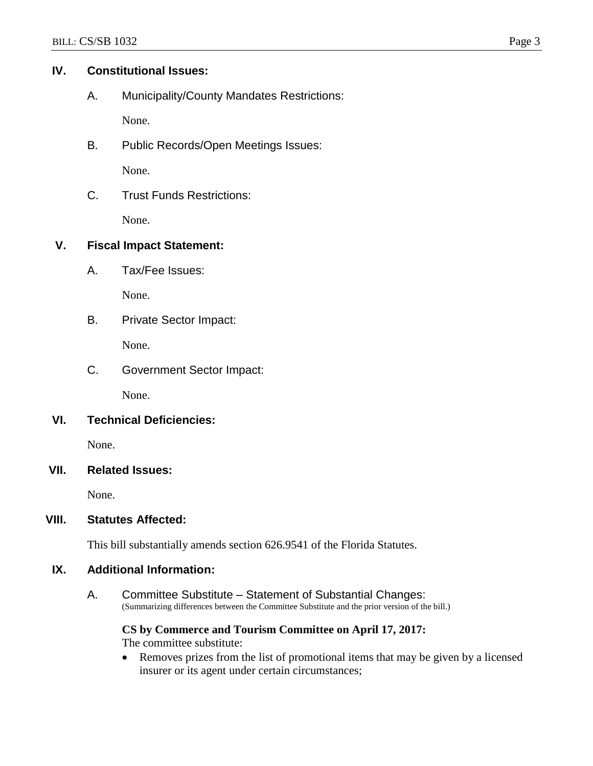## IV. Constitutional Issues:

A. Municipality/County Mandates Restrictions:

None.

B. Public Records/Open Meetings Issues:

None.

C. Trust Funds Restrictions:

None.

## V. Fiscal Impact Statement:

A. Tax/Fee Issues:

None.

B. Private Sector Impact:

None.

C. Government Sector Impact:

None.

## VI. Technical Deficiencies:

None.

## VII. Related Issues:

None.

## VIII. Statutes Affected:

This bill substantially amends section 626.9541 of the Florida Statutes.

## IX. Additional Information:

A. Committee Substitute – Statement of Substantial Changes:
(Summarizing differences between the Committee Substitute and the prior version of the bill.)

**CS by Commerce and Tourism Committee on April 17, 2017:**
The committee substitute:

- Removes prizes from the list of promotional items that may be given by a licensed insurer or its agent under certain circumstances;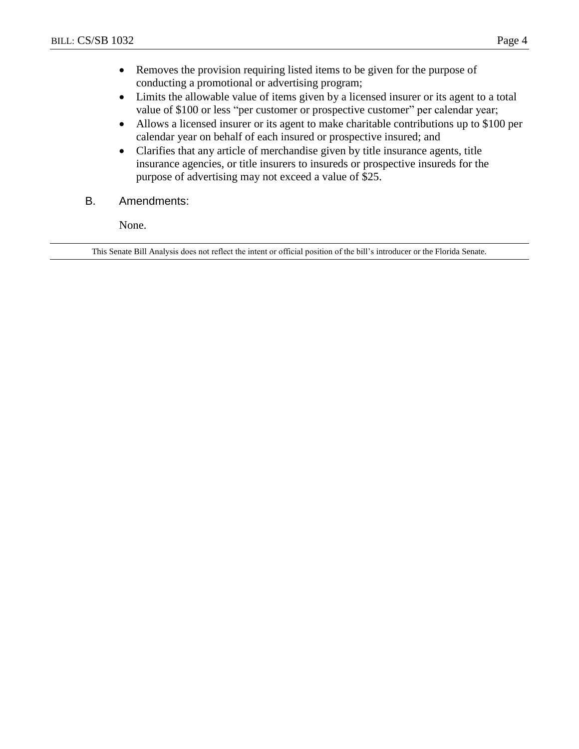- Removes the provision requiring listed items to be given for the purpose of conducting a promotional or advertising program;
- Limits the allowable value of items given by a licensed insurer or its agent to a total value of $100 or less "per customer or prospective customer" per calendar year;
- Allows a licensed insurer or its agent to make charitable contributions up to $100 per calendar year on behalf of each insured or prospective insured; and
- Clarifies that any article of merchandise given by title insurance agents, title insurance agencies, or title insurers to insureds or prospective insureds for the purpose of advertising may not exceed a value of $25.

B. Amendments:

None.

This Senate Bill Analysis does not reflect the intent or official position of the bill's introducer or the Florida Senate.